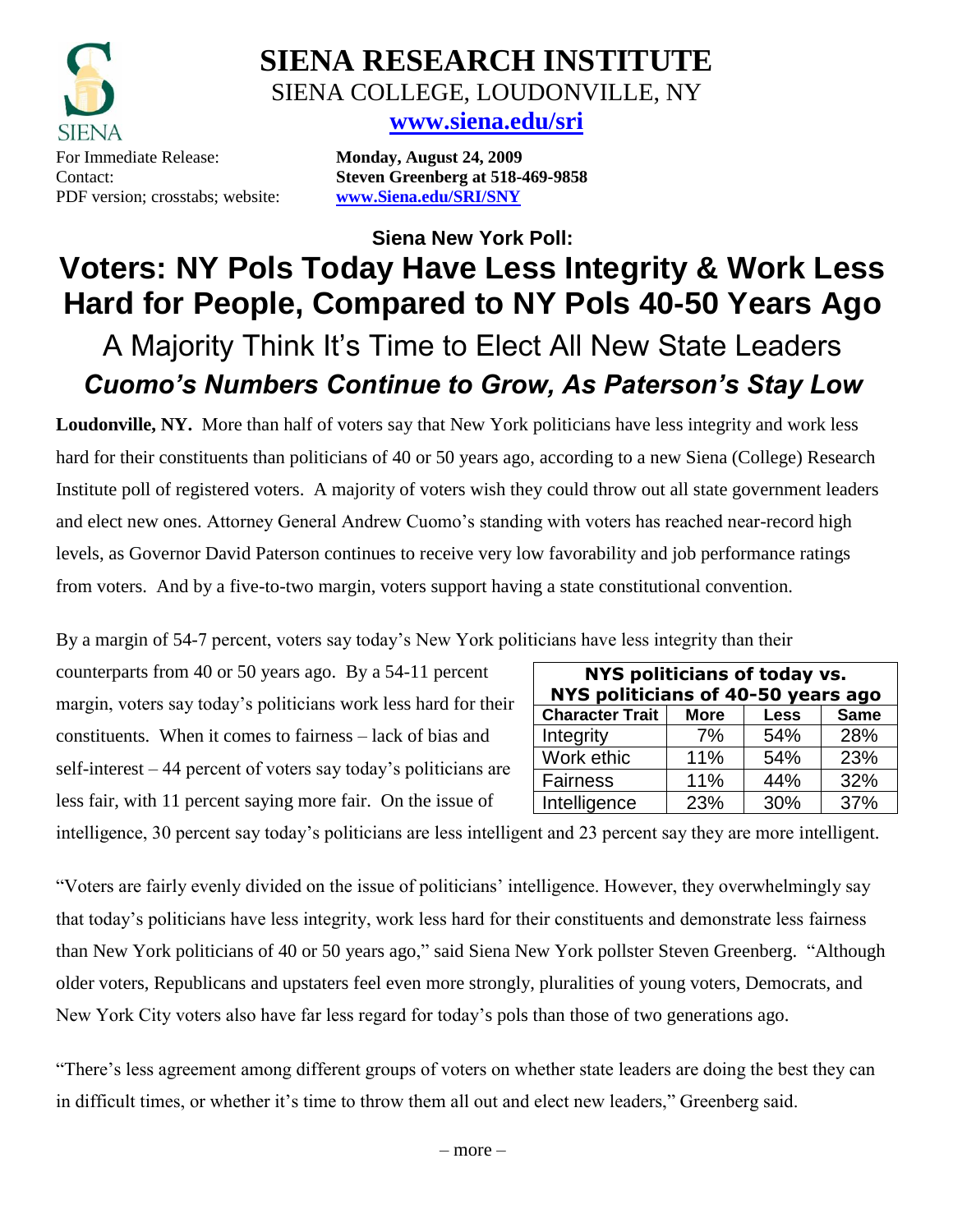# SIENA RESEARCH INSTITUTE

SIENA COLLEGE, LOUDONVILLE, NY

**www.siena.edu/sri**

For Immediate Release: **Monday, August 24, 2009**
Contact: **Steven Greenberg at 518-469-9858**
PDF version; crosstabs; website: **www.Siena.edu/SRI/SNY**

### Siena New York Poll:

# Voters: NY Pols Today Have Less Integrity & Work Less Hard for People, Compared to NY Pols 40-50 Years Ago

## A Majority Think It's Time to Elect All New State Leaders

## *Cuomo's Numbers Continue to Grow, As Paterson's Stay Low*

**Loudonville, NY.** More than half of voters say that New York politicians have less integrity and work less hard for their constituents than politicians of 40 or 50 years ago, according to a new Siena (College) Research Institute poll of registered voters. A majority of voters wish they could throw out all state government leaders and elect new ones. Attorney General Andrew Cuomo's standing with voters has reached near-record high levels, as Governor David Paterson continues to receive very low favorability and job performance ratings from voters. And by a five-to-two margin, voters support having a state constitutional convention.

By a margin of 54-7 percent, voters say today's New York politicians have less integrity than their counterparts from 40 or 50 years ago. By a 54-11 percent margin, voters say today's politicians work less hard for their constituents. When it comes to fairness – lack of bias and self-interest – 44 percent of voters say today's politicians are less fair, with 11 percent saying more fair. On the issue of intelligence, 30 percent say today's politicians are less intelligent and 23 percent say they are more intelligent.

| NYS politicians of today vs. NYS politicians of 40-50 years ago | | | |
|---|---|---|---|
| **Character Trait** | **More** | **Less** | **Same** |
| Integrity | 7% | 54% | 28% |
| Work ethic | 11% | 54% | 23% |
| Fairness | 11% | 44% | 32% |
| Intelligence | 23% | 30% | 37% |

"Voters are fairly evenly divided on the issue of politicians' intelligence. However, they overwhelmingly say that today's politicians have less integrity, work less hard for their constituents and demonstrate less fairness than New York politicians of 40 or 50 years ago," said Siena New York pollster Steven Greenberg. "Although older voters, Republicans and upstaters feel even more strongly, pluralities of young voters, Democrats, and New York City voters also have far less regard for today's pols than those of two generations ago.

"There's less agreement among different groups of voters on whether state leaders are doing the best they can in difficult times, or whether it's time to throw them all out and elect new leaders," Greenberg said.

– more –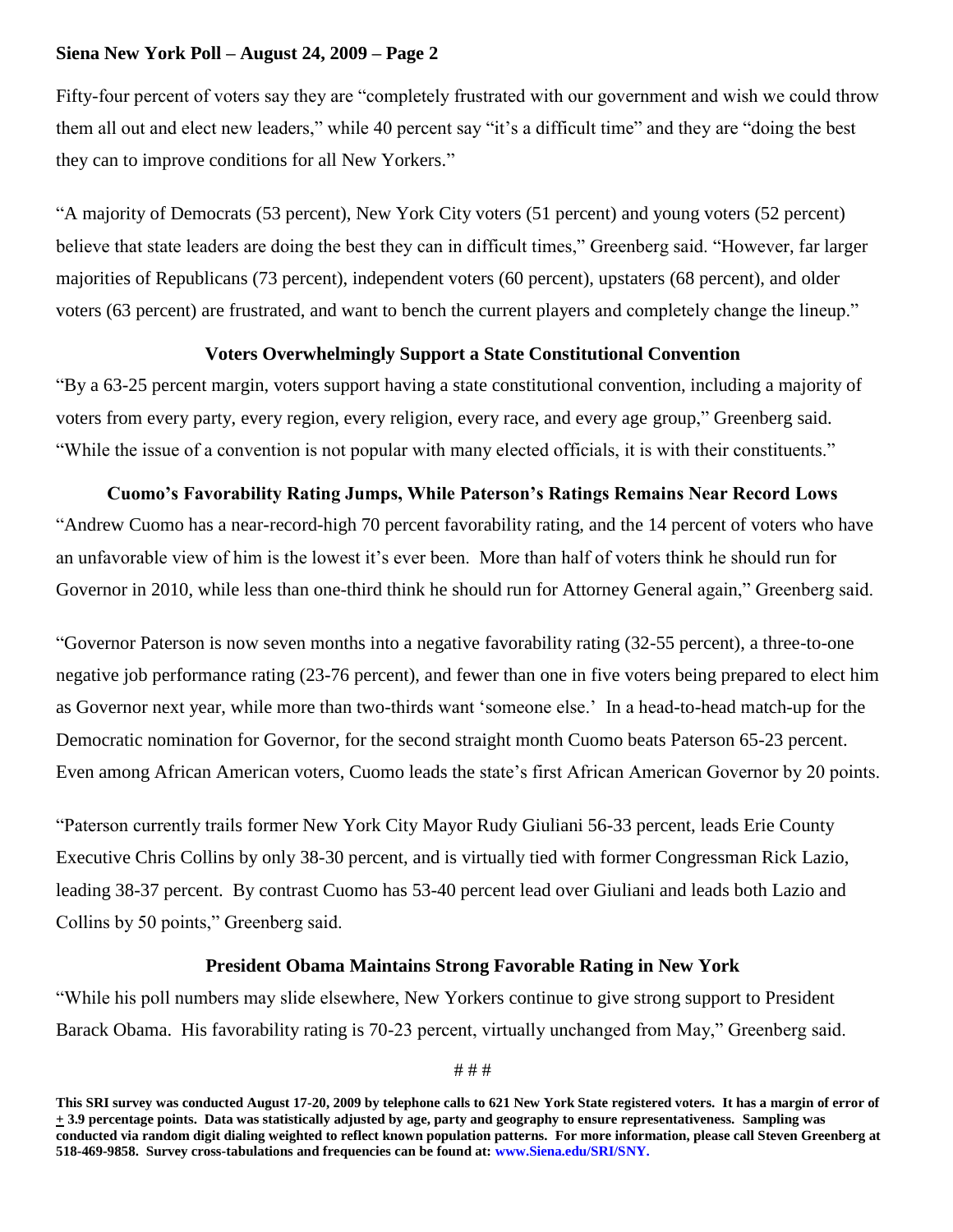Fifty-four percent of voters say they are "completely frustrated with our government and wish we could throw them all out and elect new leaders," while 40 percent say "it's a difficult time" and they are "doing the best they can to improve conditions for all New Yorkers."

"A majority of Democrats (53 percent), New York City voters (51 percent) and young voters (52 percent) believe that state leaders are doing the best they can in difficult times," Greenberg said. "However, far larger majorities of Republicans (73 percent), independent voters (60 percent), upstaters (68 percent), and older voters (63 percent) are frustrated, and want to bench the current players and completely change the lineup."

### Voters Overwhelmingly Support a State Constitutional Convention

"By a 63-25 percent margin, voters support having a state constitutional convention, including a majority of voters from every party, every region, every religion, every race, and every age group," Greenberg said. "While the issue of a convention is not popular with many elected officials, it is with their constituents."

### Cuomo's Favorability Rating Jumps, While Paterson's Ratings Remains Near Record Lows

"Andrew Cuomo has a near-record-high 70 percent favorability rating, and the 14 percent of voters who have an unfavorable view of him is the lowest it's ever been. More than half of voters think he should run for Governor in 2010, while less than one-third think he should run for Attorney General again," Greenberg said.

"Governor Paterson is now seven months into a negative favorability rating (32-55 percent), a three-to-one negative job performance rating (23-76 percent), and fewer than one in five voters being prepared to elect him as Governor next year, while more than two-thirds want 'someone else.' In a head-to-head match-up for the Democratic nomination for Governor, for the second straight month Cuomo beats Paterson 65-23 percent. Even among African American voters, Cuomo leads the state's first African American Governor by 20 points.

"Paterson currently trails former New York City Mayor Rudy Giuliani 56-33 percent, leads Erie County Executive Chris Collins by only 38-30 percent, and is virtually tied with former Congressman Rick Lazio, leading 38-37 percent. By contrast Cuomo has 53-40 percent lead over Giuliani and leads both Lazio and Collins by 50 points," Greenberg said.

### President Obama Maintains Strong Favorable Rating in New York

"While his poll numbers may slide elsewhere, New Yorkers continue to give strong support to President Barack Obama. His favorability rating is 70-23 percent, virtually unchanged from May," Greenberg said.

# # #

**This SRI survey was conducted August 17-20, 2009 by telephone calls to 621 New York State registered voters. It has a margin of error of ± 3.9 percentage points. Data was statistically adjusted by age, party and geography to ensure representativeness. Sampling was conducted via random digit dialing weighted to reflect known population patterns. For more information, please call Steven Greenberg at 518-469-9858. Survey cross-tabulations and frequencies can be found at: www.Siena.edu/SRI/SNY.**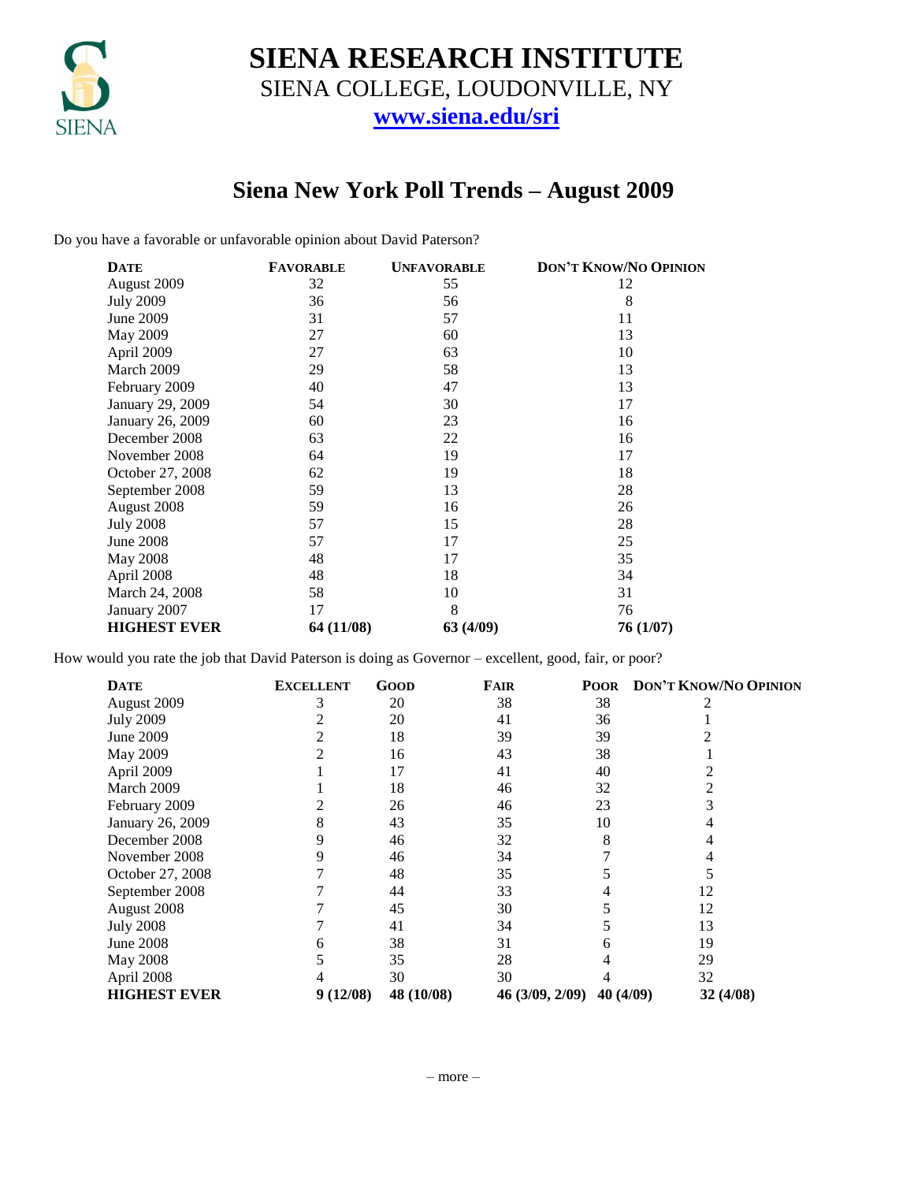# SIENA RESEARCH INSTITUTE

SIENA COLLEGE, LOUDONVILLE, NY

www.siena.edu/sri

## Siena New York Poll Trends – August 2009

Do you have a favorable or unfavorable opinion about David Paterson?

| DATE | FAVORABLE | UNFAVORABLE | DON'T KNOW/NO OPINION |
|---|---|---|---|
| August 2009 | 32 | 55 | 12 |
| July 2009 | 36 | 56 | 8 |
| June 2009 | 31 | 57 | 11 |
| May 2009 | 27 | 60 | 13 |
| April 2009 | 27 | 63 | 10 |
| March 2009 | 29 | 58 | 13 |
| February 2009 | 40 | 47 | 13 |
| January 29, 2009 | 54 | 30 | 17 |
| January 26, 2009 | 60 | 23 | 16 |
| December 2008 | 63 | 22 | 16 |
| November 2008 | 64 | 19 | 17 |
| October 27, 2008 | 62 | 19 | 18 |
| September 2008 | 59 | 13 | 28 |
| August 2008 | 59 | 16 | 26 |
| July 2008 | 57 | 15 | 28 |
| June 2008 | 57 | 17 | 25 |
| May 2008 | 48 | 17 | 35 |
| April 2008 | 48 | 18 | 34 |
| March 24, 2008 | 58 | 10 | 31 |
| January 2007 | 17 | 8 | 76 |
| **HIGHEST EVER** | **64 (11/08)** | **63 (4/09)** | **76 (1/07)** |

How would you rate the job that David Paterson is doing as Governor – excellent, good, fair, or poor?

| DATE | EXCELLENT | GOOD | FAIR | POOR | DON'T KNOW/NO OPINION |
|---|---|---|---|---|---|
| August 2009 | 3 | 20 | 38 | 38 | 2 |
| July 2009 | 2 | 20 | 41 | 36 | 1 |
| June 2009 | 2 | 18 | 39 | 39 | 2 |
| May 2009 | 2 | 16 | 43 | 38 | 1 |
| April 2009 | 1 | 17 | 41 | 40 | 2 |
| March 2009 | 1 | 18 | 46 | 32 | 2 |
| February 2009 | 2 | 26 | 46 | 23 | 3 |
| January 26, 2009 | 8 | 43 | 35 | 10 | 4 |
| December 2008 | 9 | 46 | 32 | 8 | 4 |
| November 2008 | 9 | 46 | 34 | 7 | 4 |
| October 27, 2008 | 7 | 48 | 35 | 5 | 5 |
| September 2008 | 7 | 44 | 33 | 4 | 12 |
| August 2008 | 7 | 45 | 30 | 5 | 12 |
| July 2008 | 7 | 41 | 34 | 5 | 13 |
| June 2008 | 6 | 38 | 31 | 6 | 19 |
| May 2008 | 5 | 35 | 28 | 4 | 29 |
| April 2008 | 4 | 30 | 30 | 4 | 32 |
| **HIGHEST EVER** | **9 (12/08)** | **48 (10/08)** | **46 (3/09, 2/09)** | **40 (4/09)** | **32 (4/08)** |

– more –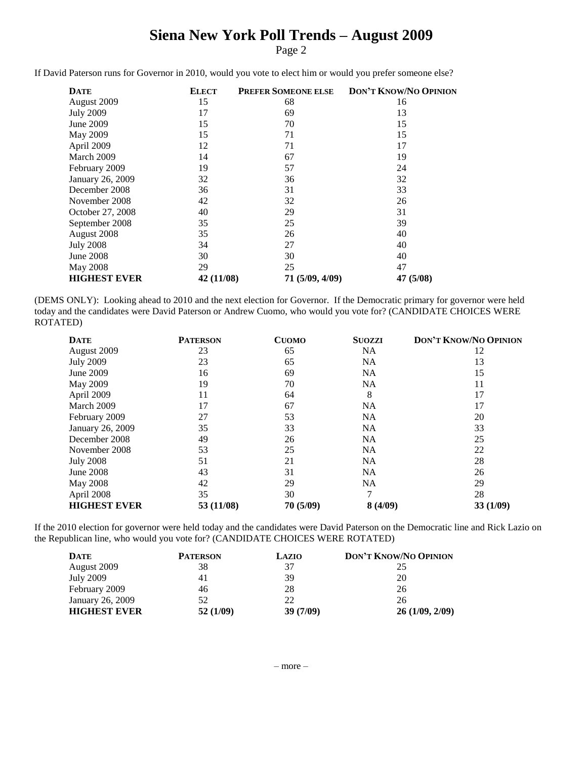# Siena New York Poll Trends – August 2009

If David Paterson runs for Governor in 2010, would you vote to elect him or would you prefer someone else?

| DATE | ELECT | PREFER SOMEONE ELSE | DON'T KNOW/NO OPINION |
|---|---|---|---|
| August 2009 | 15 | 68 | 16 |
| July 2009 | 17 | 69 | 13 |
| June 2009 | 15 | 70 | 15 |
| May 2009 | 15 | 71 | 15 |
| April 2009 | 12 | 71 | 17 |
| March 2009 | 14 | 67 | 19 |
| February 2009 | 19 | 57 | 24 |
| January 26, 2009 | 32 | 36 | 32 |
| December 2008 | 36 | 31 | 33 |
| November 2008 | 42 | 32 | 26 |
| October 27, 2008 | 40 | 29 | 31 |
| September 2008 | 35 | 25 | 39 |
| August 2008 | 35 | 26 | 40 |
| July 2008 | 34 | 27 | 40 |
| June 2008 | 30 | 30 | 40 |
| May 2008 | 29 | 25 | 47 |
| **HIGHEST EVER** | **42 (11/08)** | **71 (5/09, 4/09)** | **47 (5/08)** |

(DEMS ONLY): Looking ahead to 2010 and the next election for Governor. If the Democratic primary for governor were held today and the candidates were David Paterson or Andrew Cuomo, who would you vote for? (CANDIDATE CHOICES WERE ROTATED)

| DATE | PATERSON | CUOMO | SUOZZI | DON'T KNOW/NO OPINION |
|---|---|---|---|---|
| August 2009 | 23 | 65 | NA | 12 |
| July 2009 | 23 | 65 | NA | 13 |
| June 2009 | 16 | 69 | NA | 15 |
| May 2009 | 19 | 70 | NA | 11 |
| April 2009 | 11 | 64 | 8 | 17 |
| March 2009 | 17 | 67 | NA | 17 |
| February 2009 | 27 | 53 | NA | 20 |
| January 26, 2009 | 35 | 33 | NA | 33 |
| December 2008 | 49 | 26 | NA | 25 |
| November 2008 | 53 | 25 | NA | 22 |
| July 2008 | 51 | 21 | NA | 28 |
| June 2008 | 43 | 31 | NA | 26 |
| May 2008 | 42 | 29 | NA | 29 |
| April 2008 | 35 | 30 | 7 | 28 |
| **HIGHEST EVER** | **53 (11/08)** | **70 (5/09)** | **8 (4/09)** | **33 (1/09)** |

If the 2010 election for governor were held today and the candidates were David Paterson on the Democratic line and Rick Lazio on the Republican line, who would you vote for? (CANDIDATE CHOICES WERE ROTATED)

| DATE | PATERSON | LAZIO | DON'T KNOW/NO OPINION |
|---|---|---|---|
| August 2009 | 38 | 37 | 25 |
| July 2009 | 41 | 39 | 20 |
| February 2009 | 46 | 28 | 26 |
| January 26, 2009 | 52 | 22 | 26 |
| **HIGHEST EVER** | **52 (1/09)** | **39 (7/09)** | **26 (1/09, 2/09)** |

– more –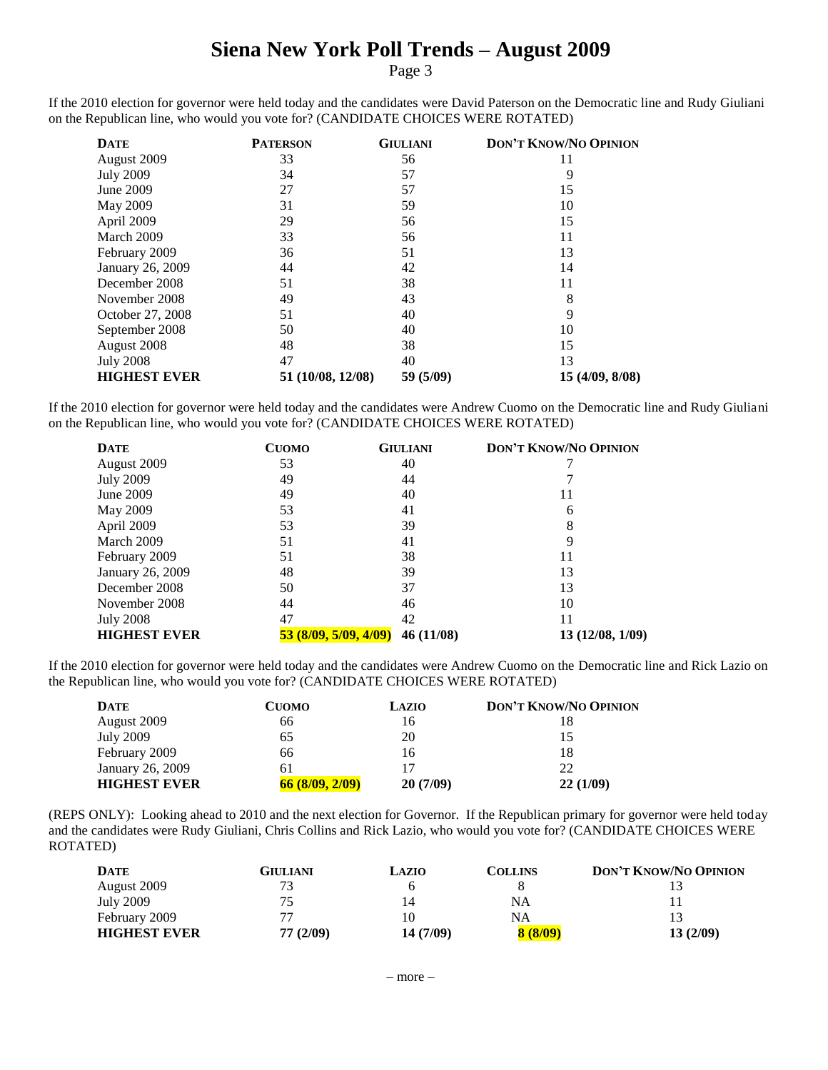# Siena New York Poll Trends – August 2009

If the 2010 election for governor were held today and the candidates were David Paterson on the Democratic line and Rudy Giuliani on the Republican line, who would you vote for? (CANDIDATE CHOICES WERE ROTATED)

| DATE | PATERSON | GIULIANI | DON'T KNOW/NO OPINION |
|---|---|---|---|
| August 2009 | 33 | 56 | 11 |
| July 2009 | 34 | 57 | 9 |
| June 2009 | 27 | 57 | 15 |
| May 2009 | 31 | 59 | 10 |
| April 2009 | 29 | 56 | 15 |
| March 2009 | 33 | 56 | 11 |
| February 2009 | 36 | 51 | 13 |
| January 26, 2009 | 44 | 42 | 14 |
| December 2008 | 51 | 38 | 11 |
| November 2008 | 49 | 43 | 8 |
| October 27, 2008 | 51 | 40 | 9 |
| September 2008 | 50 | 40 | 10 |
| August 2008 | 48 | 38 | 15 |
| July 2008 | 47 | 40 | 13 |
| **HIGHEST EVER** | **51 (10/08, 12/08)** | **59 (5/09)** | **15 (4/09, 8/08)** |

If the 2010 election for governor were held today and the candidates were Andrew Cuomo on the Democratic line and Rudy Giuliani on the Republican line, who would you vote for? (CANDIDATE CHOICES WERE ROTATED)

| DATE | CUOMO | GIULIANI | DON'T KNOW/NO OPINION |
|---|---|---|---|
| August 2009 | 53 | 40 | 7 |
| July 2009 | 49 | 44 | 7 |
| June 2009 | 49 | 40 | 11 |
| May 2009 | 53 | 41 | 6 |
| April 2009 | 53 | 39 | 8 |
| March 2009 | 51 | 41 | 9 |
| February 2009 | 51 | 38 | 11 |
| January 26, 2009 | 48 | 39 | 13 |
| December 2008 | 50 | 37 | 13 |
| November 2008 | 44 | 46 | 10 |
| July 2008 | 47 | 42 | 11 |
| **HIGHEST EVER** | **53 (8/09, 5/09, 4/09)** | **46 (11/08)** | **13 (12/08, 1/09)** |

If the 2010 election for governor were held today and the candidates were Andrew Cuomo on the Democratic line and Rick Lazio on the Republican line, who would you vote for? (CANDIDATE CHOICES WERE ROTATED)

| DATE | CUOMO | LAZIO | DON'T KNOW/NO OPINION |
|---|---|---|---|
| August 2009 | 66 | 16 | 18 |
| July 2009 | 65 | 20 | 15 |
| February 2009 | 66 | 16 | 18 |
| January 26, 2009 | 61 | 17 | 22 |
| **HIGHEST EVER** | **66 (8/09, 2/09)** | **20 (7/09)** | **22 (1/09)** |

(REPS ONLY): Looking ahead to 2010 and the next election for Governor. If the Republican primary for governor were held today and the candidates were Rudy Giuliani, Chris Collins and Rick Lazio, who would you vote for? (CANDIDATE CHOICES WERE ROTATED)

| DATE | GIULIANI | LAZIO | COLLINS | DON'T KNOW/NO OPINION |
|---|---|---|---|---|
| August 2009 | 73 | 6 | 8 | 13 |
| July 2009 | 75 | 14 | NA | 11 |
| February 2009 | 77 | 10 | NA | 13 |
| **HIGHEST EVER** | **77 (2/09)** | **14 (7/09)** | **8 (8/09)** | **13 (2/09)** |

– more –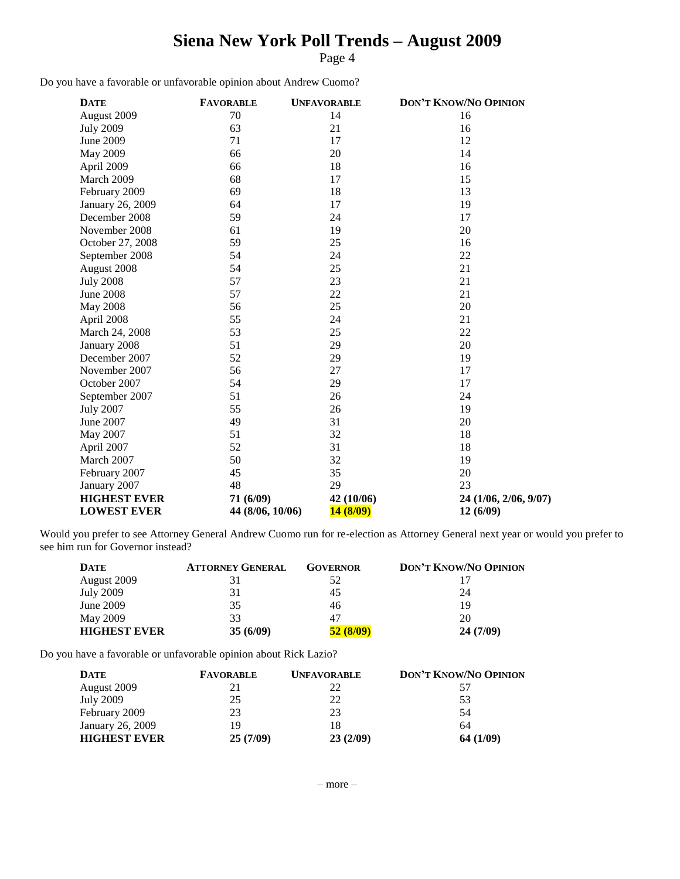# Siena New York Poll Trends – August 2009

Do you have a favorable or unfavorable opinion about Andrew Cuomo?

| DATE | FAVORABLE | UNFAVORABLE | DON'T KNOW/NO OPINION |
|---|---|---|---|
| August 2009 | 70 | 14 | 16 |
| July 2009 | 63 | 21 | 16 |
| June 2009 | 71 | 17 | 12 |
| May 2009 | 66 | 20 | 14 |
| April 2009 | 66 | 18 | 16 |
| March 2009 | 68 | 17 | 15 |
| February 2009 | 69 | 18 | 13 |
| January 26, 2009 | 64 | 17 | 19 |
| December 2008 | 59 | 24 | 17 |
| November 2008 | 61 | 19 | 20 |
| October 27, 2008 | 59 | 25 | 16 |
| September 2008 | 54 | 24 | 22 |
| August 2008 | 54 | 25 | 21 |
| July 2008 | 57 | 23 | 21 |
| June 2008 | 57 | 22 | 21 |
| May 2008 | 56 | 25 | 20 |
| April 2008 | 55 | 24 | 21 |
| March 24, 2008 | 53 | 25 | 22 |
| January 2008 | 51 | 29 | 20 |
| December 2007 | 52 | 29 | 19 |
| November 2007 | 56 | 27 | 17 |
| October 2007 | 54 | 29 | 17 |
| September 2007 | 51 | 26 | 24 |
| July 2007 | 55 | 26 | 19 |
| June 2007 | 49 | 31 | 20 |
| May 2007 | 51 | 32 | 18 |
| April 2007 | 52 | 31 | 18 |
| March 2007 | 50 | 32 | 19 |
| February 2007 | 45 | 35 | 20 |
| January 2007 | 48 | 29 | 23 |
| **HIGHEST EVER** | **71 (6/09)** | **42 (10/06)** | **24 (1/06, 2/06, 9/07)** |
| **LOWEST EVER** | **44 (8/06, 10/06)** | **14 (8/09)** | **12 (6/09)** |

Would you prefer to see Attorney General Andrew Cuomo run for re-election as Attorney General next year or would you prefer to see him run for Governor instead?

| DATE | ATTORNEY GENERAL | GOVERNOR | DON'T KNOW/NO OPINION |
|---|---|---|---|
| August 2009 | 31 | 52 | 17 |
| July 2009 | 31 | 45 | 24 |
| June 2009 | 35 | 46 | 19 |
| May 2009 | 33 | 47 | 20 |
| **HIGHEST EVER** | **35 (6/09)** | **52 (8/09)** | **24 (7/09)** |

Do you have a favorable or unfavorable opinion about Rick Lazio?

| DATE | FAVORABLE | UNFAVORABLE | DON'T KNOW/NO OPINION |
|---|---|---|---|
| August 2009 | 21 | 22 | 57 |
| July 2009 | 25 | 22 | 53 |
| February 2009 | 23 | 23 | 54 |
| January 26, 2009 | 19 | 18 | 64 |
| **HIGHEST EVER** | **25 (7/09)** | **23 (2/09)** | **64 (1/09)** |

– more –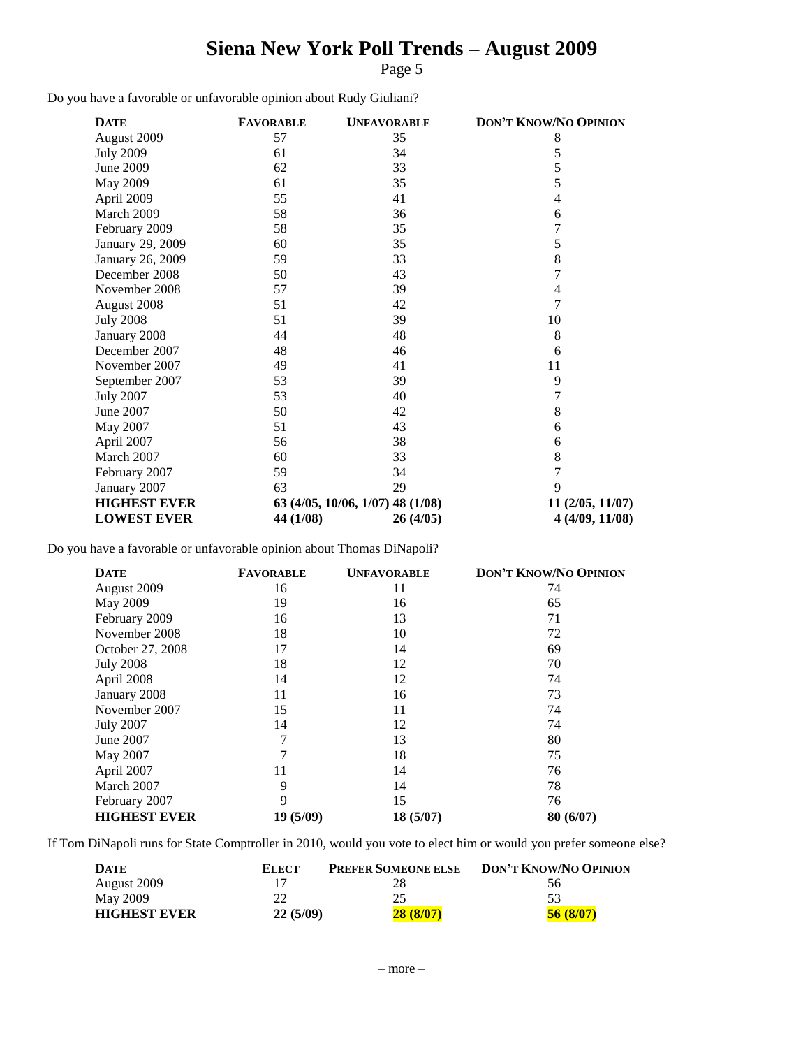# Siena New York Poll Trends – August 2009

Do you have a favorable or unfavorable opinion about Rudy Giuliani?

| DATE | FAVORABLE | UNFAVORABLE | DON'T KNOW/NO OPINION |
|---|---|---|---|
| August 2009 | 57 | 35 | 8 |
| July 2009 | 61 | 34 | 5 |
| June 2009 | 62 | 33 | 5 |
| May 2009 | 61 | 35 | 5 |
| April 2009 | 55 | 41 | 4 |
| March 2009 | 58 | 36 | 6 |
| February 2009 | 58 | 35 | 7 |
| January 29, 2009 | 60 | 35 | 5 |
| January 26, 2009 | 59 | 33 | 8 |
| December 2008 | 50 | 43 | 7 |
| November 2008 | 57 | 39 | 4 |
| August 2008 | 51 | 42 | 7 |
| July 2008 | 51 | 39 | 10 |
| January 2008 | 44 | 48 | 8 |
| December 2007 | 48 | 46 | 6 |
| November 2007 | 49 | 41 | 11 |
| September 2007 | 53 | 39 | 9 |
| July 2007 | 53 | 40 | 7 |
| June 2007 | 50 | 42 | 8 |
| May 2007 | 51 | 43 | 6 |
| April 2007 | 56 | 38 | 6 |
| March 2007 | 60 | 33 | 8 |
| February 2007 | 59 | 34 | 7 |
| January 2007 | 63 | 29 | 9 |
| **HIGHEST EVER** | **63 (4/05, 10/06, 1/07)** | **48 (1/08)** | **11 (2/05, 11/07)** |
| **LOWEST EVER** | **44 (1/08)** | **26 (4/05)** | **4 (4/09, 11/08)** |

Do you have a favorable or unfavorable opinion about Thomas DiNapoli?

| DATE | FAVORABLE | UNFAVORABLE | DON'T KNOW/NO OPINION |
|---|---|---|---|
| August 2009 | 16 | 11 | 74 |
| May 2009 | 19 | 16 | 65 |
| February 2009 | 16 | 13 | 71 |
| November 2008 | 18 | 10 | 72 |
| October 27, 2008 | 17 | 14 | 69 |
| July 2008 | 18 | 12 | 70 |
| April 2008 | 14 | 12 | 74 |
| January 2008 | 11 | 16 | 73 |
| November 2007 | 15 | 11 | 74 |
| July 2007 | 14 | 12 | 74 |
| June 2007 | 7 | 13 | 80 |
| May 2007 | 7 | 18 | 75 |
| April 2007 | 11 | 14 | 76 |
| March 2007 | 9 | 14 | 78 |
| February 2007 | 9 | 15 | 76 |
| **HIGHEST EVER** | **19 (5/09)** | **18 (5/07)** | **80 (6/07)** |

If Tom DiNapoli runs for State Comptroller in 2010, would you vote to elect him or would you prefer someone else?

| DATE | ELECT | PREFER SOMEONE ELSE | DON'T KNOW/NO OPINION |
|---|---|---|---|
| August 2009 | 17 | 28 | 56 |
| May 2009 | 22 | 25 | 53 |
| **HIGHEST EVER** | **22 (5/09)** | **28 (8/07)** | **56 (8/07)** |

– more –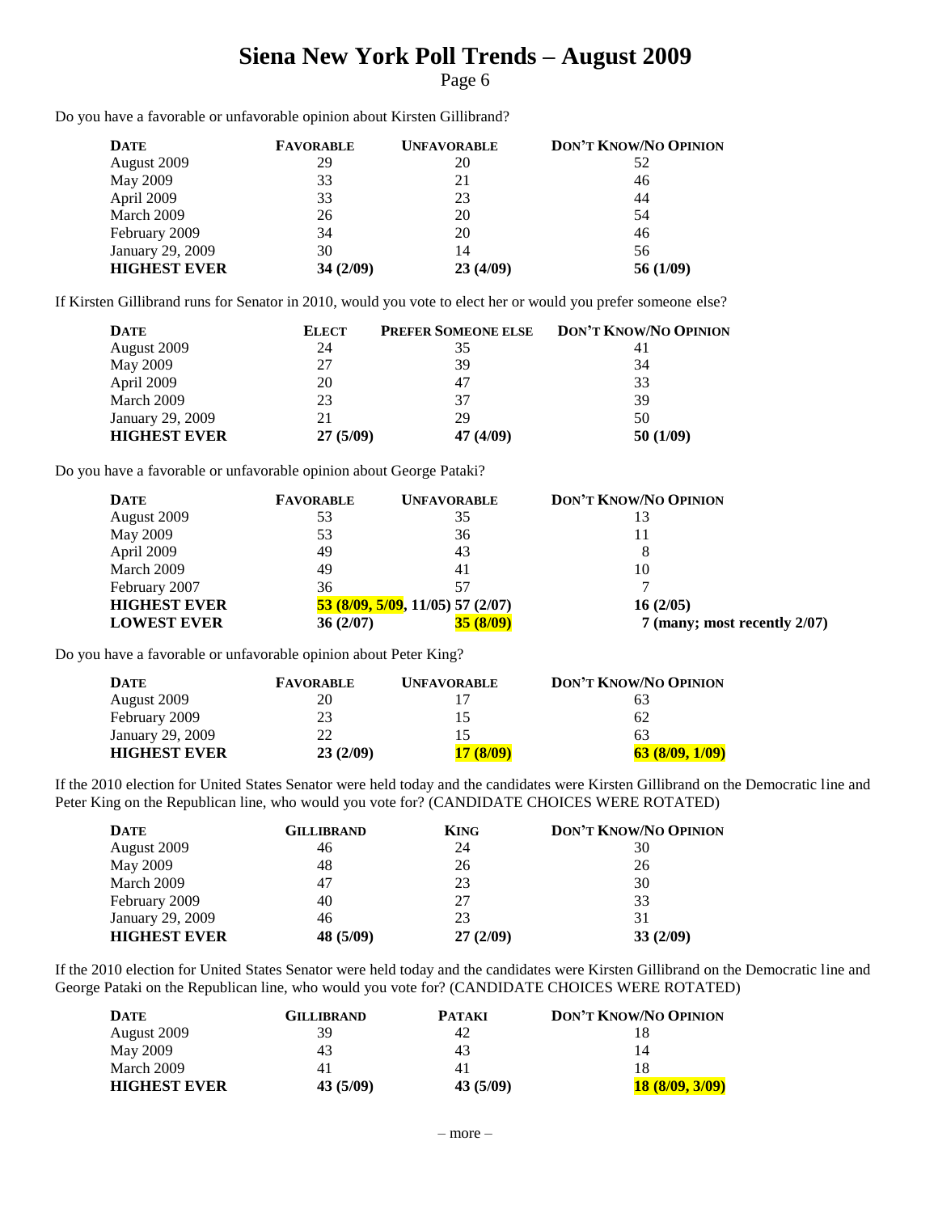# Siena New York Poll Trends – August 2009

Do you have a favorable or unfavorable opinion about Kirsten Gillibrand?

| DATE | FAVORABLE | UNFAVORABLE | DON'T KNOW/NO OPINION |
|---|---|---|---|
| August 2009 | 29 | 20 | 52 |
| May 2009 | 33 | 21 | 46 |
| April 2009 | 33 | 23 | 44 |
| March 2009 | 26 | 20 | 54 |
| February 2009 | 34 | 20 | 46 |
| January 29, 2009 | 30 | 14 | 56 |
| **HIGHEST EVER** | **34 (2/09)** | **23 (4/09)** | **56 (1/09)** |

If Kirsten Gillibrand runs for Senator in 2010, would you vote to elect her or would you prefer someone else?

| DATE | ELECT | PREFER SOMEONE ELSE | DON'T KNOW/NO OPINION |
|---|---|---|---|
| August 2009 | 24 | 35 | 41 |
| May 2009 | 27 | 39 | 34 |
| April 2009 | 20 | 47 | 33 |
| March 2009 | 23 | 37 | 39 |
| January 29, 2009 | 21 | 29 | 50 |
| **HIGHEST EVER** | **27 (5/09)** | **47 (4/09)** | **50 (1/09)** |

Do you have a favorable or unfavorable opinion about George Pataki?

| DATE | FAVORABLE | UNFAVORABLE | DON'T KNOW/NO OPINION |
|---|---|---|---|
| August 2009 | 53 | 35 | 13 |
| May 2009 | 53 | 36 | 11 |
| April 2009 | 49 | 43 | 8 |
| March 2009 | 49 | 41 | 10 |
| February 2007 | 36 | 57 | 7 |
| **HIGHEST EVER** | **53 (8/09, 5/09, 11/05)** | **57 (2/07)** | **16 (2/05)** |
| **LOWEST EVER** | **36 (2/07)** | **35 (8/09)** | **7 (many; most recently 2/07)** |

Do you have a favorable or unfavorable opinion about Peter King?

| DATE | FAVORABLE | UNFAVORABLE | DON'T KNOW/NO OPINION |
|---|---|---|---|
| August 2009 | 20 | 17 | 63 |
| February 2009 | 23 | 15 | 62 |
| January 29, 2009 | 22 | 15 | 63 |
| **HIGHEST EVER** | **23 (2/09)** | **17 (8/09)** | **63 (8/09, 1/09)** |

If the 2010 election for United States Senator were held today and the candidates were Kirsten Gillibrand on the Democratic line and Peter King on the Republican line, who would you vote for? (CANDIDATE CHOICES WERE ROTATED)

| DATE | GILLIBRAND | KING | DON'T KNOW/NO OPINION |
|---|---|---|---|
| August 2009 | 46 | 24 | 30 |
| May 2009 | 48 | 26 | 26 |
| March 2009 | 47 | 23 | 30 |
| February 2009 | 40 | 27 | 33 |
| January 29, 2009 | 46 | 23 | 31 |
| **HIGHEST EVER** | **48 (5/09)** | **27 (2/09)** | **33 (2/09)** |

If the 2010 election for United States Senator were held today and the candidates were Kirsten Gillibrand on the Democratic line and George Pataki on the Republican line, who would you vote for? (CANDIDATE CHOICES WERE ROTATED)

| DATE | GILLIBRAND | PATAKI | DON'T KNOW/NO OPINION |
|---|---|---|---|
| August 2009 | 39 | 42 | 18 |
| May 2009 | 43 | 43 | 14 |
| March 2009 | 41 | 41 | 18 |
| **HIGHEST EVER** | **43 (5/09)** | **43 (5/09)** | **18 (8/09, 3/09)** |

– more –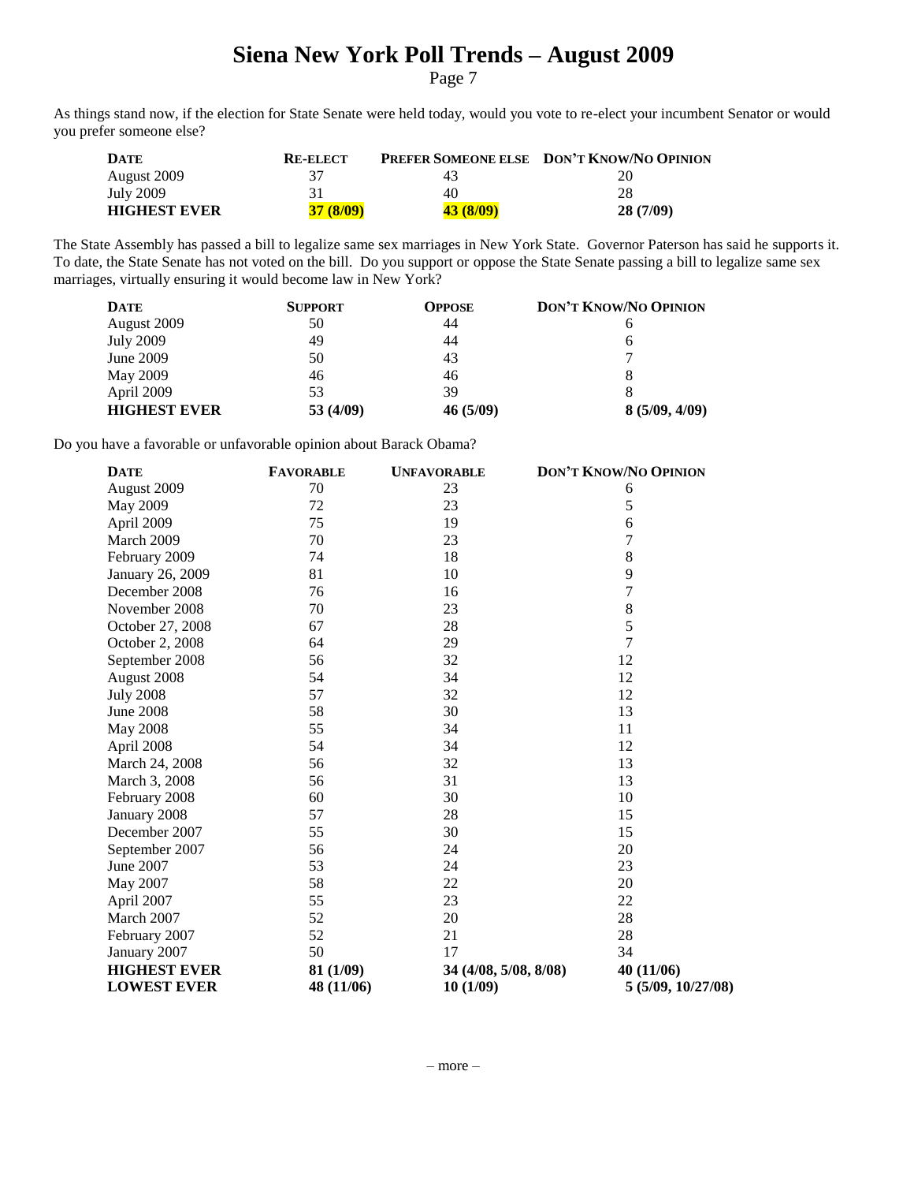# Siena New York Poll Trends – August 2009

As things stand now, if the election for State Senate were held today, would you vote to re-elect your incumbent Senator or would you prefer someone else?

| DATE | RE-ELECT | PREFER SOMEONE ELSE | DON'T KNOW/NO OPINION |
|---|---|---|---|
| August 2009 | 37 | 43 | 20 |
| July 2009 | 31 | 40 | 28 |
| **HIGHEST EVER** | **37 (8/09)** | **43 (8/09)** | **28 (7/09)** |

The State Assembly has passed a bill to legalize same sex marriages in New York State. Governor Paterson has said he supports it. To date, the State Senate has not voted on the bill. Do you support or oppose the State Senate passing a bill to legalize same sex marriages, virtually ensuring it would become law in New York?

| DATE | SUPPORT | OPPOSE | DON'T KNOW/NO OPINION |
|---|---|---|---|
| August 2009 | 50 | 44 | 6 |
| July 2009 | 49 | 44 | 6 |
| June 2009 | 50 | 43 | 7 |
| May 2009 | 46 | 46 | 8 |
| April 2009 | 53 | 39 | 8 |
| **HIGHEST EVER** | **53 (4/09)** | **46 (5/09)** | **8 (5/09, 4/09)** |

Do you have a favorable or unfavorable opinion about Barack Obama?

| DATE | FAVORABLE | UNFAVORABLE | DON'T KNOW/NO OPINION |
|---|---|---|---|
| August 2009 | 70 | 23 | 6 |
| May 2009 | 72 | 23 | 5 |
| April 2009 | 75 | 19 | 6 |
| March 2009 | 70 | 23 | 7 |
| February 2009 | 74 | 18 | 8 |
| January 26, 2009 | 81 | 10 | 9 |
| December 2008 | 76 | 16 | 7 |
| November 2008 | 70 | 23 | 8 |
| October 27, 2008 | 67 | 28 | 5 |
| October 2, 2008 | 64 | 29 | 7 |
| September 2008 | 56 | 32 | 12 |
| August 2008 | 54 | 34 | 12 |
| July 2008 | 57 | 32 | 12 |
| June 2008 | 58 | 30 | 13 |
| May 2008 | 55 | 34 | 11 |
| April 2008 | 54 | 34 | 12 |
| March 24, 2008 | 56 | 32 | 13 |
| March 3, 2008 | 56 | 31 | 13 |
| February 2008 | 60 | 30 | 10 |
| January 2008 | 57 | 28 | 15 |
| December 2007 | 55 | 30 | 15 |
| September 2007 | 56 | 24 | 20 |
| June 2007 | 53 | 24 | 23 |
| May 2007 | 58 | 22 | 20 |
| April 2007 | 55 | 23 | 22 |
| March 2007 | 52 | 20 | 28 |
| February 2007 | 52 | 21 | 28 |
| January 2007 | 50 | 17 | 34 |
| **HIGHEST EVER** | **81 (1/09)** | **34 (4/08, 5/08, 8/08)** | **40 (11/06)** |
| **LOWEST EVER** | **48 (11/06)** | **10 (1/09)** | **5 (5/09, 10/27/08)** |

– more –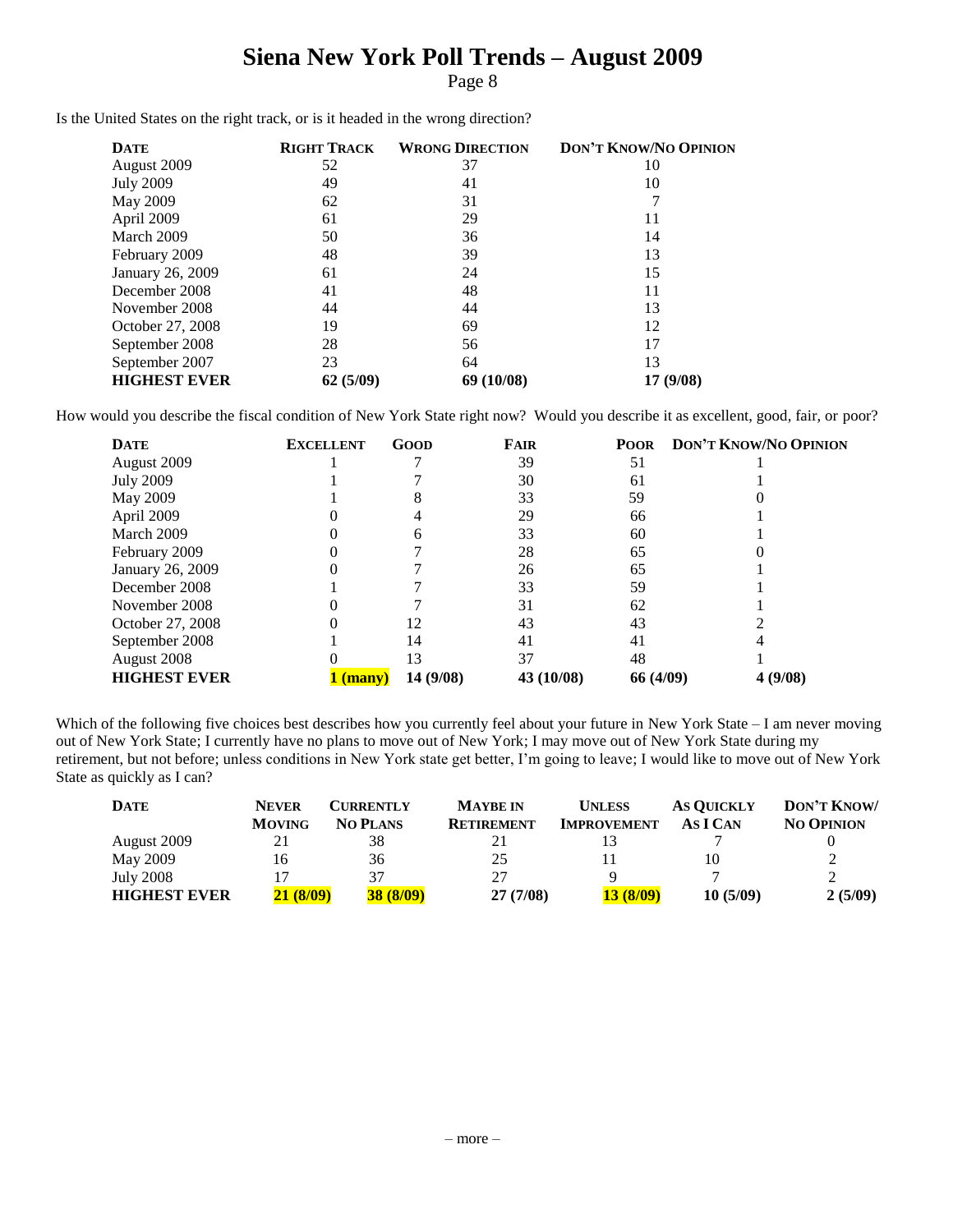# Siena New York Poll Trends – August 2009

Is the United States on the right track, or is it headed in the wrong direction?

| DATE | RIGHT TRACK | WRONG DIRECTION | DON'T KNOW/NO OPINION |
|---|---|---|---|
| August 2009 | 52 | 37 | 10 |
| July 2009 | 49 | 41 | 10 |
| May 2009 | 62 | 31 | 7 |
| April 2009 | 61 | 29 | 11 |
| March 2009 | 50 | 36 | 14 |
| February 2009 | 48 | 39 | 13 |
| January 26, 2009 | 61 | 24 | 15 |
| December 2008 | 41 | 48 | 11 |
| November 2008 | 44 | 44 | 13 |
| October 27, 2008 | 19 | 69 | 12 |
| September 2008 | 28 | 56 | 17 |
| September 2007 | 23 | 64 | 13 |
| **HIGHEST EVER** | **62 (5/09)** | **69 (10/08)** | **17 (9/08)** |

How would you describe the fiscal condition of New York State right now? Would you describe it as excellent, good, fair, or poor?

| DATE | EXCELLENT | GOOD | FAIR | POOR | DON'T KNOW/NO OPINION |
|---|---|---|---|---|---|
| August 2009 | 1 | 7 | 39 | 51 | 1 |
| July 2009 | 1 | 7 | 30 | 61 | 1 |
| May 2009 | 1 | 8 | 33 | 59 | 0 |
| April 2009 | 0 | 4 | 29 | 66 | 1 |
| March 2009 | 0 | 6 | 33 | 60 | 1 |
| February 2009 | 0 | 7 | 28 | 65 | 0 |
| January 26, 2009 | 0 | 7 | 26 | 65 | 1 |
| December 2008 | 1 | 7 | 33 | 59 | 1 |
| November 2008 | 0 | 7 | 31 | 62 | 1 |
| October 27, 2008 | 0 | 12 | 43 | 43 | 2 |
| September 2008 | 1 | 14 | 41 | 41 | 4 |
| August 2008 | 0 | 13 | 37 | 48 | 1 |
| **HIGHEST EVER** | **1 (many)** | **14 (9/08)** | **43 (10/08)** | **66 (4/09)** | **4 (9/08)** |

Which of the following five choices best describes how you currently feel about your future in New York State – I am never moving out of New York State; I currently have no plans to move out of New York; I may move out of New York State during my retirement, but not before; unless conditions in New York state get better, I'm going to leave; I would like to move out of New York State as quickly as I can?

| DATE | NEVER MOVING | CURRENTLY NO PLANS | MAYBE IN RETIREMENT | UNLESS IMPROVEMENT | AS QUICKLY AS I CAN | DON'T KNOW/ NO OPINION |
|---|---|---|---|---|---|---|
| August 2009 | 21 | 38 | 21 | 13 | 7 | 0 |
| May 2009 | 16 | 36 | 25 | 11 | 10 | 2 |
| July 2008 | 17 | 37 | 27 | 9 | 7 | 2 |
| **HIGHEST EVER** | **21 (8/09)** | **38 (8/09)** | **27 (7/08)** | **13 (8/09)** | **10 (5/09)** | **2 (5/09)** |

– more –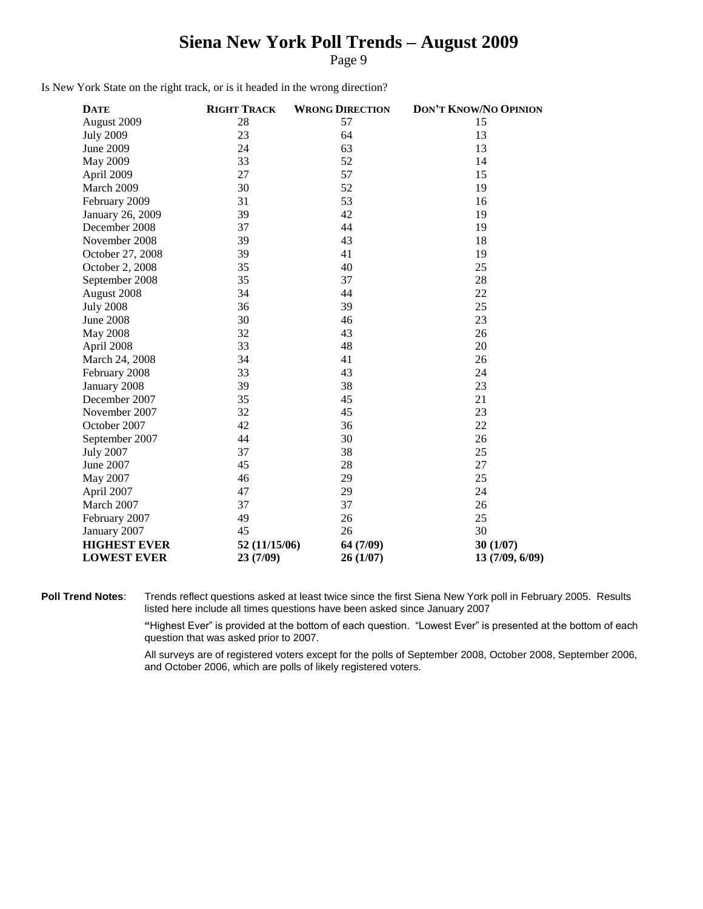# Siena New York Poll Trends – August 2009

Is New York State on the right track, or is it headed in the wrong direction?

| DATE | RIGHT TRACK | WRONG DIRECTION | DON'T KNOW/NO OPINION |
|---|---|---|---|
| August 2009 | 28 | 57 | 15 |
| July 2009 | 23 | 64 | 13 |
| June 2009 | 24 | 63 | 13 |
| May 2009 | 33 | 52 | 14 |
| April 2009 | 27 | 57 | 15 |
| March 2009 | 30 | 52 | 19 |
| February 2009 | 31 | 53 | 16 |
| January 26, 2009 | 39 | 42 | 19 |
| December 2008 | 37 | 44 | 19 |
| November 2008 | 39 | 43 | 18 |
| October 27, 2008 | 39 | 41 | 19 |
| October 2, 2008 | 35 | 40 | 25 |
| September 2008 | 35 | 37 | 28 |
| August 2008 | 34 | 44 | 22 |
| July 2008 | 36 | 39 | 25 |
| June 2008 | 30 | 46 | 23 |
| May 2008 | 32 | 43 | 26 |
| April 2008 | 33 | 48 | 20 |
| March 24, 2008 | 34 | 41 | 26 |
| February 2008 | 33 | 43 | 24 |
| January 2008 | 39 | 38 | 23 |
| December 2007 | 35 | 45 | 21 |
| November 2007 | 32 | 45 | 23 |
| October 2007 | 42 | 36 | 22 |
| September 2007 | 44 | 30 | 26 |
| July 2007 | 37 | 38 | 25 |
| June 2007 | 45 | 28 | 27 |
| May 2007 | 46 | 29 | 25 |
| April 2007 | 47 | 29 | 24 |
| March 2007 | 37 | 37 | 26 |
| February 2007 | 49 | 26 | 25 |
| January 2007 | 45 | 26 | 30 |
| **HIGHEST EVER** | **52 (11/15/06)** | **64 (7/09)** | **30 (1/07)** |
| **LOWEST EVER** | **23 (7/09)** | **26 (1/07)** | **13 (7/09, 6/09)** |

**Poll Trend Notes**: Trends reflect questions asked at least twice since the first Siena New York poll in February 2005. Results listed here include all times questions have been asked since January 2007

"Highest Ever" is provided at the bottom of each question. "Lowest Ever" is presented at the bottom of each question that was asked prior to 2007.

All surveys are of registered voters except for the polls of September 2008, October 2008, September 2006, and October 2006, which are polls of likely registered voters.